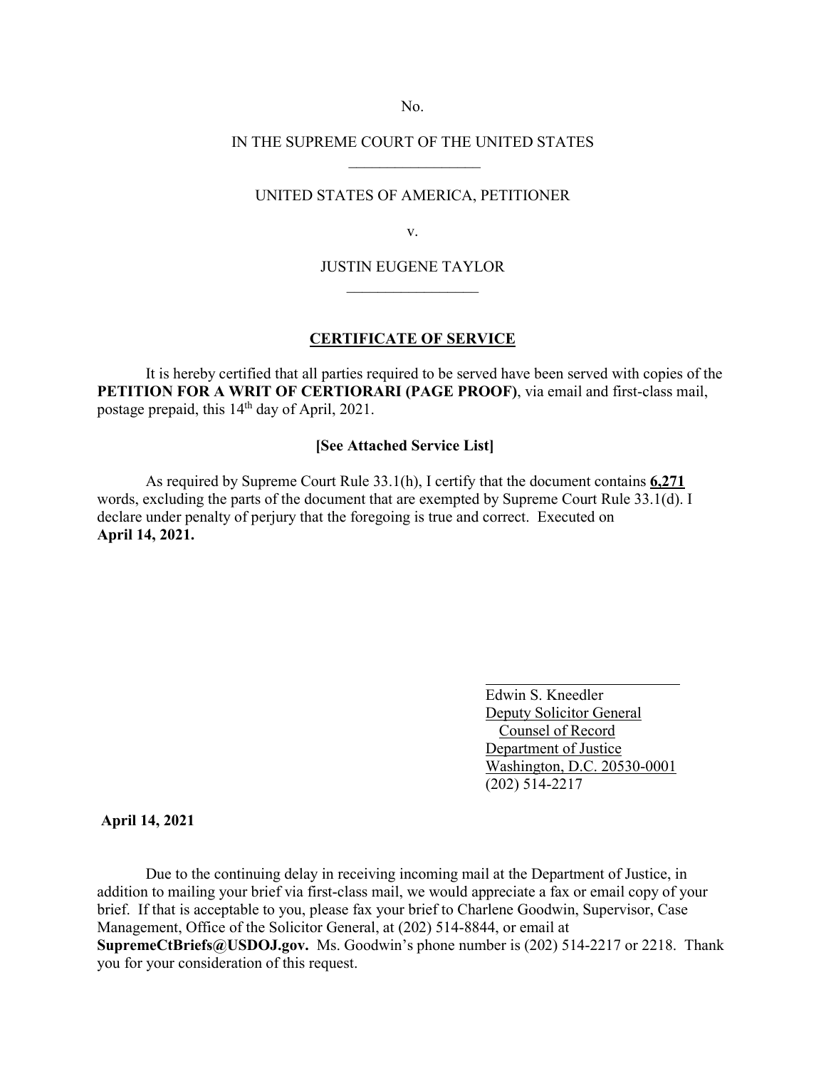No.

IN THE SUPREME COURT OF THE UNITED STATES

\_\_\_\_\_\_\_\_\_\_\_\_\_\_\_\_\_

UNITED STATES OF AMERICA, PETITIONER

v.

JUSTIN EUGENE TAYLOR

\_\_\_\_\_\_\_\_\_\_\_\_\_\_\_\_\_

**CERTIFICATE OF SERVICE**

It is hereby certified that all parties required to be served have been served with copies of the **PETITION FOR A WRIT OF CERTIORARI (PAGE PROOF)**, via email and first-class mail, postage prepaid, this 14th day of April, 2021.

**[See Attached Service List]**

As required by Supreme Court Rule 33.1(h), I certify that the document contains **6,271** words, excluding the parts of the document that are exempted by Supreme Court Rule 33.1(d). I declare under penalty of perjury that the foregoing is true and correct. Executed on **April 14, 2021.**

\_\_\_\_\_\_\_\_\_\_\_\_\_\_\_\_\_\_\_\_\_\_\_\_\_\_

Edwin S. Kneedler
Deputy Solicitor General
Counsel of Record
Department of Justice
Washington, D.C. 20530-0001
(202) 514-2217

**April 14, 2021**

Due to the continuing delay in receiving incoming mail at the Department of Justice, in addition to mailing your brief via first-class mail, we would appreciate a fax or email copy of your brief. If that is acceptable to you, please fax your brief to Charlene Goodwin, Supervisor, Case Management, Office of the Solicitor General, at (202) 514-8844, or email at **SupremeCtBriefs@USDOJ.gov.** Ms. Goodwin's phone number is (202) 514-2217 or 2218. Thank you for your consideration of this request.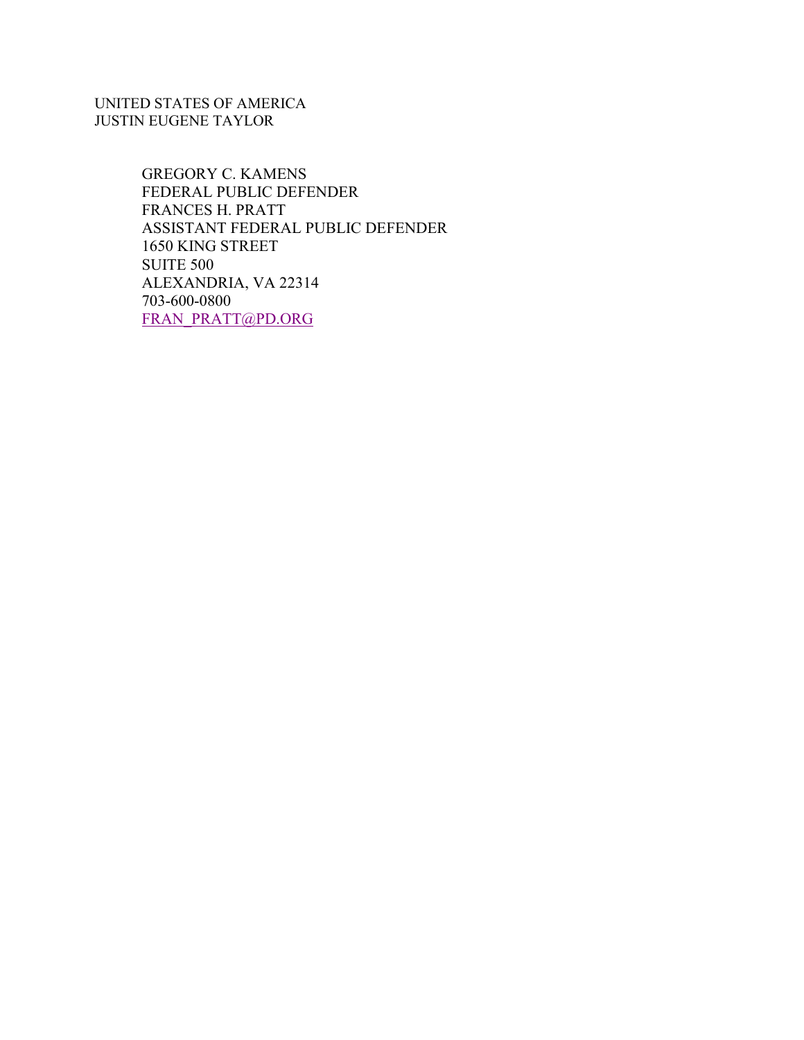UNITED STATES OF AMERICA
JUSTIN EUGENE TAYLOR

GREGORY C. KAMENS
FEDERAL PUBLIC DEFENDER
FRANCES H. PRATT
ASSISTANT FEDERAL PUBLIC DEFENDER
1650 KING STREET
SUITE 500
ALEXANDRIA, VA 22314
703-600-0800
FRAN_PRATT@PD.ORG